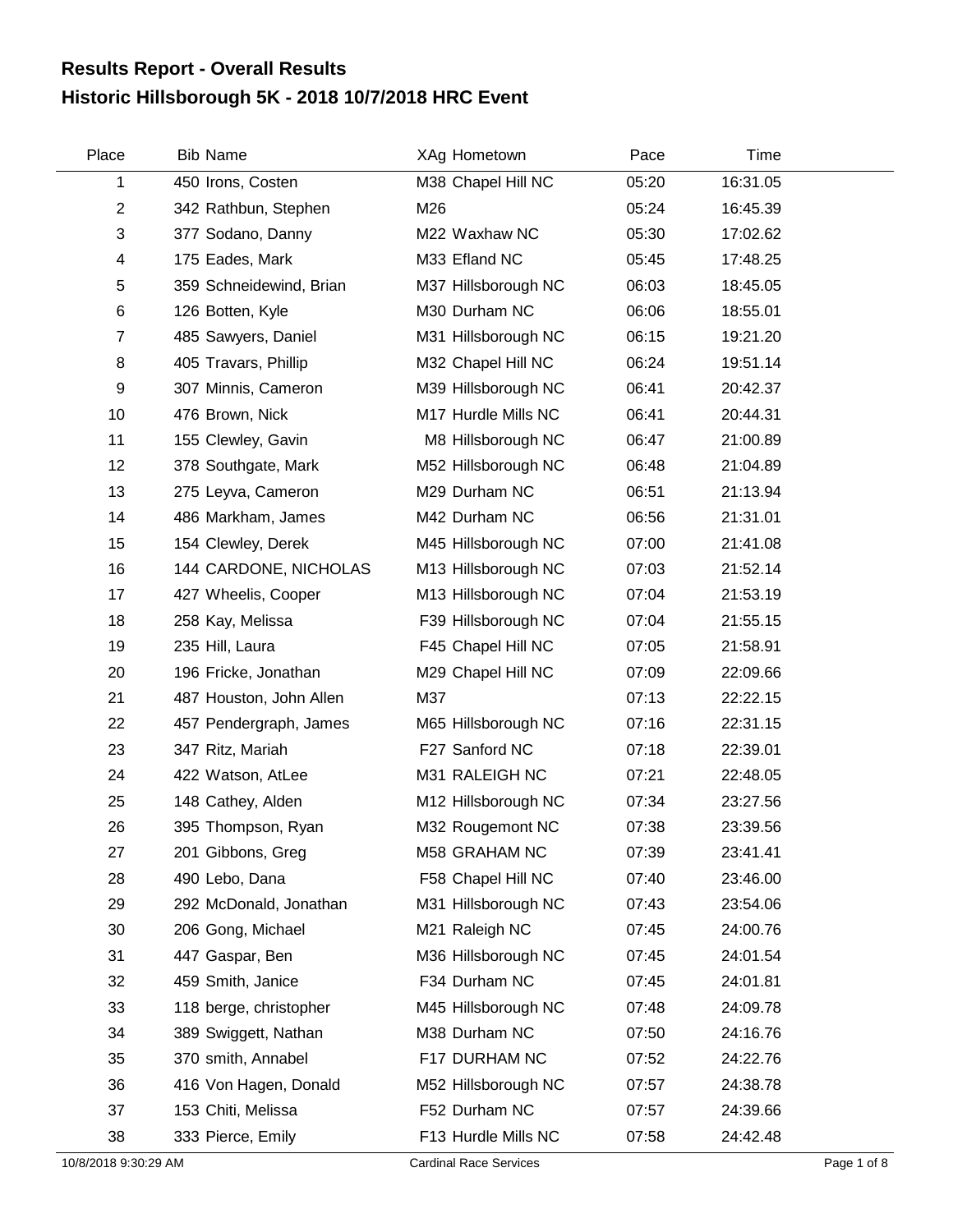# Results Report - Overall Results
## Historic Hillsborough 5K - 2018 10/7/2018 HRC Event

| Place | Bib | Name | XAg | Hometown | Pace | Time |
|---|---|---|---|---|---|---|
| 1 | 450 | Irons, Costen | M38 | Chapel Hill NC | 05:20 | 16:31.05 |
| 2 | 342 | Rathbun, Stephen | M26 | | 05:24 | 16:45.39 |
| 3 | 377 | Sodano, Danny | M22 | Waxhaw NC | 05:30 | 17:02.62 |
| 4 | 175 | Eades, Mark | M33 | Efland NC | 05:45 | 17:48.25 |
| 5 | 359 | Schneidewind, Brian | M37 | Hillsborough NC | 06:03 | 18:45.05 |
| 6 | 126 | Botten, Kyle | M30 | Durham NC | 06:06 | 18:55.01 |
| 7 | 485 | Sawyers, Daniel | M31 | Hillsborough NC | 06:15 | 19:21.20 |
| 8 | 405 | Travars, Phillip | M32 | Chapel Hill NC | 06:24 | 19:51.14 |
| 9 | 307 | Minnis, Cameron | M39 | Hillsborough NC | 06:41 | 20:42.37 |
| 10 | 476 | Brown, Nick | M17 | Hurdle Mills NC | 06:41 | 20:44.31 |
| 11 | 155 | Clewley, Gavin | M8 | Hillsborough NC | 06:47 | 21:00.89 |
| 12 | 378 | Southgate, Mark | M52 | Hillsborough NC | 06:48 | 21:04.89 |
| 13 | 275 | Leyva, Cameron | M29 | Durham NC | 06:51 | 21:13.94 |
| 14 | 486 | Markham, James | M42 | Durham NC | 06:56 | 21:31.01 |
| 15 | 154 | Clewley, Derek | M45 | Hillsborough NC | 07:00 | 21:41.08 |
| 16 | 144 | CARDONE, NICHOLAS | M13 | Hillsborough NC | 07:03 | 21:52.14 |
| 17 | 427 | Wheelis, Cooper | M13 | Hillsborough NC | 07:04 | 21:53.19 |
| 18 | 258 | Kay, Melissa | F39 | Hillsborough NC | 07:04 | 21:55.15 |
| 19 | 235 | Hill, Laura | F45 | Chapel Hill NC | 07:05 | 21:58.91 |
| 20 | 196 | Fricke, Jonathan | M29 | Chapel Hill NC | 07:09 | 22:09.66 |
| 21 | 487 | Houston, John Allen | M37 | | 07:13 | 22:22.15 |
| 22 | 457 | Pendergraph, James | M65 | Hillsborough NC | 07:16 | 22:31.15 |
| 23 | 347 | Ritz, Mariah | F27 | Sanford NC | 07:18 | 22:39.01 |
| 24 | 422 | Watson, AtLee | M31 | RALEIGH NC | 07:21 | 22:48.05 |
| 25 | 148 | Cathey, Alden | M12 | Hillsborough NC | 07:34 | 23:27.56 |
| 26 | 395 | Thompson, Ryan | M32 | Rougemont NC | 07:38 | 23:39.56 |
| 27 | 201 | Gibbons, Greg | M58 | GRAHAM NC | 07:39 | 23:41.41 |
| 28 | 490 | Lebo, Dana | F58 | Chapel Hill NC | 07:40 | 23:46.00 |
| 29 | 292 | McDonald, Jonathan | M31 | Hillsborough NC | 07:43 | 23:54.06 |
| 30 | 206 | Gong, Michael | M21 | Raleigh NC | 07:45 | 24:00.76 |
| 31 | 447 | Gaspar, Ben | M36 | Hillsborough NC | 07:45 | 24:01.54 |
| 32 | 459 | Smith, Janice | F34 | Durham NC | 07:45 | 24:01.81 |
| 33 | 118 | berge, christopher | M45 | Hillsborough NC | 07:48 | 24:09.78 |
| 34 | 389 | Swiggett, Nathan | M38 | Durham NC | 07:50 | 24:16.76 |
| 35 | 370 | smith, Annabel | F17 | DURHAM NC | 07:52 | 24:22.76 |
| 36 | 416 | Von Hagen, Donald | M52 | Hillsborough NC | 07:57 | 24:38.78 |
| 37 | 153 | Chiti, Melissa | F52 | Durham NC | 07:57 | 24:39.66 |
| 38 | 333 | Pierce, Emily | F13 | Hurdle Mills NC | 07:58 | 24:42.48 |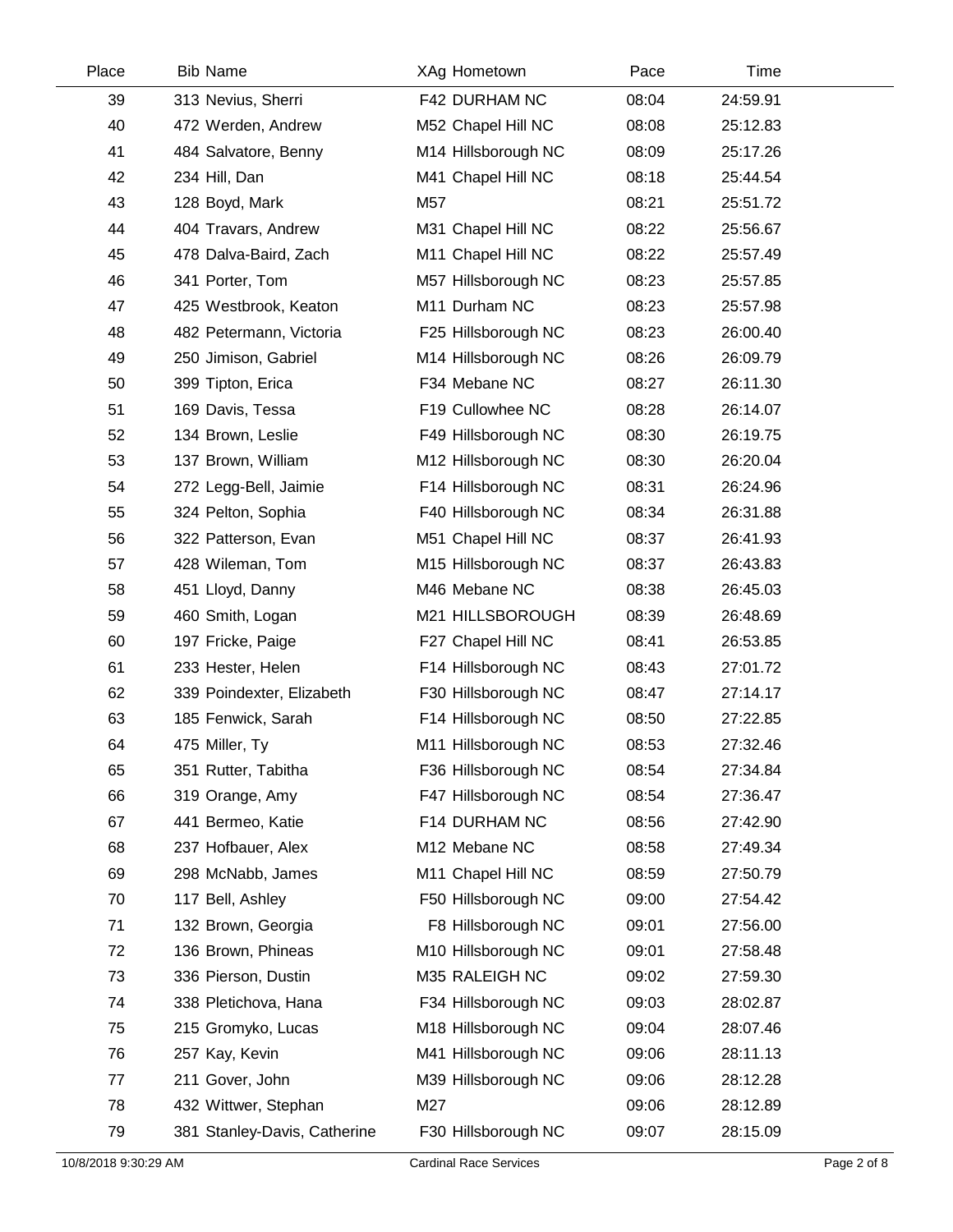| Place | Bib | Name | XAg | Hometown | Pace | Time |
|---|---|---|---|---|---|---|
| 39 | 313 | Nevius, Sherri | F42 | DURHAM NC | 08:04 | 24:59.91 |
| 40 | 472 | Werden, Andrew | M52 | Chapel Hill NC | 08:08 | 25:12.83 |
| 41 | 484 | Salvatore, Benny | M14 | Hillsborough NC | 08:09 | 25:17.26 |
| 42 | 234 | Hill, Dan | M41 | Chapel Hill NC | 08:18 | 25:44.54 |
| 43 | 128 | Boyd, Mark | M57 | | 08:21 | 25:51.72 |
| 44 | 404 | Travars, Andrew | M31 | Chapel Hill NC | 08:22 | 25:56.67 |
| 45 | 478 | Dalva-Baird, Zach | M11 | Chapel Hill NC | 08:22 | 25:57.49 |
| 46 | 341 | Porter, Tom | M57 | Hillsborough NC | 08:23 | 25:57.85 |
| 47 | 425 | Westbrook, Keaton | M11 | Durham NC | 08:23 | 25:57.98 |
| 48 | 482 | Petermann, Victoria | F25 | Hillsborough NC | 08:23 | 26:00.40 |
| 49 | 250 | Jimison, Gabriel | M14 | Hillsborough NC | 08:26 | 26:09.79 |
| 50 | 399 | Tipton, Erica | F34 | Mebane NC | 08:27 | 26:11.30 |
| 51 | 169 | Davis, Tessa | F19 | Cullowhee NC | 08:28 | 26:14.07 |
| 52 | 134 | Brown, Leslie | F49 | Hillsborough NC | 08:30 | 26:19.75 |
| 53 | 137 | Brown, William | M12 | Hillsborough NC | 08:30 | 26:20.04 |
| 54 | 272 | Legg-Bell, Jaimie | F14 | Hillsborough NC | 08:31 | 26:24.96 |
| 55 | 324 | Pelton, Sophia | F40 | Hillsborough NC | 08:34 | 26:31.88 |
| 56 | 322 | Patterson, Evan | M51 | Chapel Hill NC | 08:37 | 26:41.93 |
| 57 | 428 | Wileman, Tom | M15 | Hillsborough NC | 08:37 | 26:43.83 |
| 58 | 451 | Lloyd, Danny | M46 | Mebane NC | 08:38 | 26:45.03 |
| 59 | 460 | Smith, Logan | M21 | HILLSBOROUGH | 08:39 | 26:48.69 |
| 60 | 197 | Fricke, Paige | F27 | Chapel Hill NC | 08:41 | 26:53.85 |
| 61 | 233 | Hester, Helen | F14 | Hillsborough NC | 08:43 | 27:01.72 |
| 62 | 339 | Poindexter, Elizabeth | F30 | Hillsborough NC | 08:47 | 27:14.17 |
| 63 | 185 | Fenwick, Sarah | F14 | Hillsborough NC | 08:50 | 27:22.85 |
| 64 | 475 | Miller, Ty | M11 | Hillsborough NC | 08:53 | 27:32.46 |
| 65 | 351 | Rutter, Tabitha | F36 | Hillsborough NC | 08:54 | 27:34.84 |
| 66 | 319 | Orange, Amy | F47 | Hillsborough NC | 08:54 | 27:36.47 |
| 67 | 441 | Bermeo, Katie | F14 | DURHAM NC | 08:56 | 27:42.90 |
| 68 | 237 | Hofbauer, Alex | M12 | Mebane NC | 08:58 | 27:49.34 |
| 69 | 298 | McNabb, James | M11 | Chapel Hill NC | 08:59 | 27:50.79 |
| 70 | 117 | Bell, Ashley | F50 | Hillsborough NC | 09:00 | 27:54.42 |
| 71 | 132 | Brown, Georgia | F8 | Hillsborough NC | 09:01 | 27:56.00 |
| 72 | 136 | Brown, Phineas | M10 | Hillsborough NC | 09:01 | 27:58.48 |
| 73 | 336 | Pierson, Dustin | M35 | RALEIGH NC | 09:02 | 27:59.30 |
| 74 | 338 | Pletichova, Hana | F34 | Hillsborough NC | 09:03 | 28:02.87 |
| 75 | 215 | Gromyko, Lucas | M18 | Hillsborough NC | 09:04 | 28:07.46 |
| 76 | 257 | Kay, Kevin | M41 | Hillsborough NC | 09:06 | 28:11.13 |
| 77 | 211 | Gover, John | M39 | Hillsborough NC | 09:06 | 28:12.28 |
| 78 | 432 | Wittwer, Stephan | M27 | | 09:06 | 28:12.89 |
| 79 | 381 | Stanley-Davis, Catherine | F30 | Hillsborough NC | 09:07 | 28:15.09 |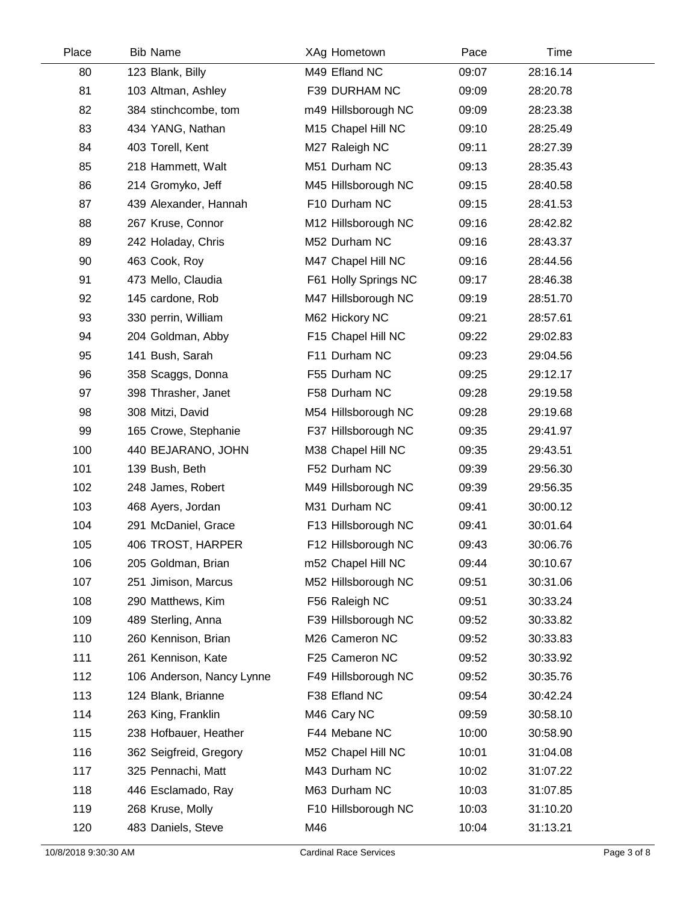| Place | Bib | Name | XAg | Hometown | Pace | Time |
|---|---|---|---|---|---|---|
| 80 | 123 | Blank, Billy | M49 | Efland NC | 09:07 | 28:16.14 |
| 81 | 103 | Altman, Ashley | F39 | DURHAM NC | 09:09 | 28:20.78 |
| 82 | 384 | stinchcombe, tom | m49 | Hillsborough NC | 09:09 | 28:23.38 |
| 83 | 434 | YANG, Nathan | M15 | Chapel Hill NC | 09:10 | 28:25.49 |
| 84 | 403 | Torell, Kent | M27 | Raleigh NC | 09:11 | 28:27.39 |
| 85 | 218 | Hammett, Walt | M51 | Durham NC | 09:13 | 28:35.43 |
| 86 | 214 | Gromyko, Jeff | M45 | Hillsborough NC | 09:15 | 28:40.58 |
| 87 | 439 | Alexander, Hannah | F10 | Durham NC | 09:15 | 28:41.53 |
| 88 | 267 | Kruse, Connor | M12 | Hillsborough NC | 09:16 | 28:42.82 |
| 89 | 242 | Holaday, Chris | M52 | Durham NC | 09:16 | 28:43.37 |
| 90 | 463 | Cook, Roy | M47 | Chapel Hill NC | 09:16 | 28:44.56 |
| 91 | 473 | Mello, Claudia | F61 | Holly Springs NC | 09:17 | 28:46.38 |
| 92 | 145 | cardone, Rob | M47 | Hillsborough NC | 09:19 | 28:51.70 |
| 93 | 330 | perrin, William | M62 | Hickory NC | 09:21 | 28:57.61 |
| 94 | 204 | Goldman, Abby | F15 | Chapel Hill NC | 09:22 | 29:02.83 |
| 95 | 141 | Bush, Sarah | F11 | Durham NC | 09:23 | 29:04.56 |
| 96 | 358 | Scaggs, Donna | F55 | Durham NC | 09:25 | 29:12.17 |
| 97 | 398 | Thrasher, Janet | F58 | Durham NC | 09:28 | 29:19.58 |
| 98 | 308 | Mitzi, David | M54 | Hillsborough NC | 09:28 | 29:19.68 |
| 99 | 165 | Crowe, Stephanie | F37 | Hillsborough NC | 09:35 | 29:41.97 |
| 100 | 440 | BEJARANO, JOHN | M38 | Chapel Hill NC | 09:35 | 29:43.51 |
| 101 | 139 | Bush, Beth | F52 | Durham NC | 09:39 | 29:56.30 |
| 102 | 248 | James, Robert | M49 | Hillsborough NC | 09:39 | 29:56.35 |
| 103 | 468 | Ayers, Jordan | M31 | Durham NC | 09:41 | 30:00.12 |
| 104 | 291 | McDaniel, Grace | F13 | Hillsborough NC | 09:41 | 30:01.64 |
| 105 | 406 | TROST, HARPER | F12 | Hillsborough NC | 09:43 | 30:06.76 |
| 106 | 205 | Goldman, Brian | m52 | Chapel Hill NC | 09:44 | 30:10.67 |
| 107 | 251 | Jimison, Marcus | M52 | Hillsborough NC | 09:51 | 30:31.06 |
| 108 | 290 | Matthews, Kim | F56 | Raleigh NC | 09:51 | 30:33.24 |
| 109 | 489 | Sterling, Anna | F39 | Hillsborough NC | 09:52 | 30:33.82 |
| 110 | 260 | Kennison, Brian | M26 | Cameron NC | 09:52 | 30:33.83 |
| 111 | 261 | Kennison, Kate | F25 | Cameron NC | 09:52 | 30:33.92 |
| 112 | 106 | Anderson, Nancy Lynne | F49 | Hillsborough NC | 09:52 | 30:35.76 |
| 113 | 124 | Blank, Brianne | F38 | Efland NC | 09:54 | 30:42.24 |
| 114 | 263 | King, Franklin | M46 | Cary NC | 09:59 | 30:58.10 |
| 115 | 238 | Hofbauer, Heather | F44 | Mebane NC | 10:00 | 30:58.90 |
| 116 | 362 | Seigfreid, Gregory | M52 | Chapel Hill NC | 10:01 | 31:04.08 |
| 117 | 325 | Pennachi, Matt | M43 | Durham NC | 10:02 | 31:07.22 |
| 118 | 446 | Esclamado, Ray | M63 | Durham NC | 10:03 | 31:07.85 |
| 119 | 268 | Kruse, Molly | F10 | Hillsborough NC | 10:03 | 31:10.20 |
| 120 | 483 | Daniels, Steve | M46 | | 10:04 | 31:13.21 |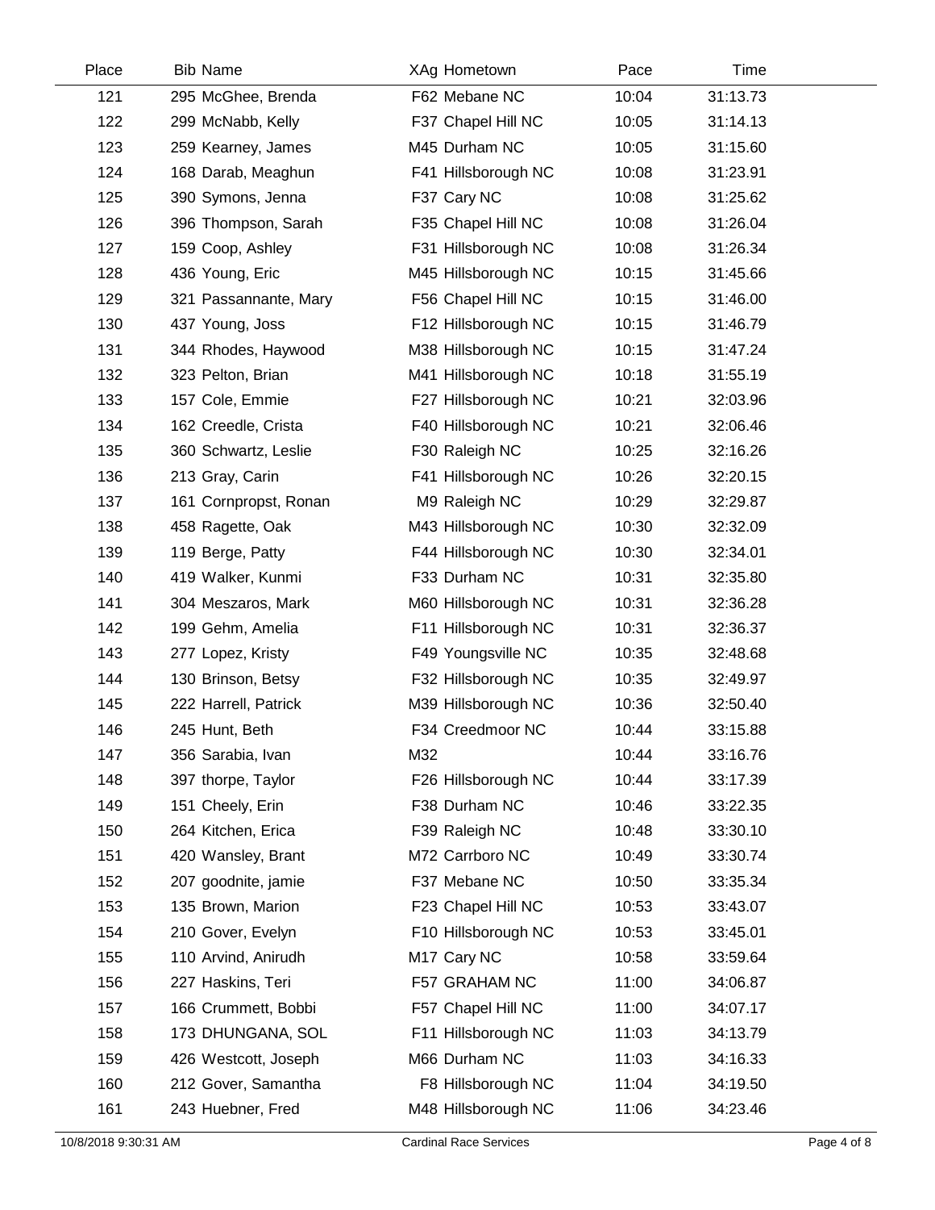| Place | Bib | Name | XAg | Hometown | Pace | Time |
|---|---|---|---|---|---|---|
| 121 | 295 | McGhee, Brenda | F62 | Mebane NC | 10:04 | 31:13.73 |
| 122 | 299 | McNabb, Kelly | F37 | Chapel Hill NC | 10:05 | 31:14.13 |
| 123 | 259 | Kearney, James | M45 | Durham NC | 10:05 | 31:15.60 |
| 124 | 168 | Darab, Meaghun | F41 | Hillsborough NC | 10:08 | 31:23.91 |
| 125 | 390 | Symons, Jenna | F37 | Cary NC | 10:08 | 31:25.62 |
| 126 | 396 | Thompson, Sarah | F35 | Chapel Hill NC | 10:08 | 31:26.04 |
| 127 | 159 | Coop, Ashley | F31 | Hillsborough NC | 10:08 | 31:26.34 |
| 128 | 436 | Young, Eric | M45 | Hillsborough NC | 10:15 | 31:45.66 |
| 129 | 321 | Passannante, Mary | F56 | Chapel Hill NC | 10:15 | 31:46.00 |
| 130 | 437 | Young, Joss | F12 | Hillsborough NC | 10:15 | 31:46.79 |
| 131 | 344 | Rhodes, Haywood | M38 | Hillsborough NC | 10:15 | 31:47.24 |
| 132 | 323 | Pelton, Brian | M41 | Hillsborough NC | 10:18 | 31:55.19 |
| 133 | 157 | Cole, Emmie | F27 | Hillsborough NC | 10:21 | 32:03.96 |
| 134 | 162 | Creedle, Crista | F40 | Hillsborough NC | 10:21 | 32:06.46 |
| 135 | 360 | Schwartz, Leslie | F30 | Raleigh NC | 10:25 | 32:16.26 |
| 136 | 213 | Gray, Carin | F41 | Hillsborough NC | 10:26 | 32:20.15 |
| 137 | 161 | Cornpropst, Ronan | M9 | Raleigh NC | 10:29 | 32:29.87 |
| 138 | 458 | Ragette, Oak | M43 | Hillsborough NC | 10:30 | 32:32.09 |
| 139 | 119 | Berge, Patty | F44 | Hillsborough NC | 10:30 | 32:34.01 |
| 140 | 419 | Walker, Kunmi | F33 | Durham NC | 10:31 | 32:35.80 |
| 141 | 304 | Meszaros, Mark | M60 | Hillsborough NC | 10:31 | 32:36.28 |
| 142 | 199 | Gehm, Amelia | F11 | Hillsborough NC | 10:31 | 32:36.37 |
| 143 | 277 | Lopez, Kristy | F49 | Youngsville NC | 10:35 | 32:48.68 |
| 144 | 130 | Brinson, Betsy | F32 | Hillsborough NC | 10:35 | 32:49.97 |
| 145 | 222 | Harrell, Patrick | M39 | Hillsborough NC | 10:36 | 32:50.40 |
| 146 | 245 | Hunt, Beth | F34 | Creedmoor NC | 10:44 | 33:15.88 |
| 147 | 356 | Sarabia, Ivan | M32 | | 10:44 | 33:16.76 |
| 148 | 397 | thorpe, Taylor | F26 | Hillsborough NC | 10:44 | 33:17.39 |
| 149 | 151 | Cheely, Erin | F38 | Durham NC | 10:46 | 33:22.35 |
| 150 | 264 | Kitchen, Erica | F39 | Raleigh NC | 10:48 | 33:30.10 |
| 151 | 420 | Wansley, Brant | M72 | Carrboro NC | 10:49 | 33:30.74 |
| 152 | 207 | goodnite, jamie | F37 | Mebane NC | 10:50 | 33:35.34 |
| 153 | 135 | Brown, Marion | F23 | Chapel Hill NC | 10:53 | 33:43.07 |
| 154 | 210 | Gover, Evelyn | F10 | Hillsborough NC | 10:53 | 33:45.01 |
| 155 | 110 | Arvind, Anirudh | M17 | Cary NC | 10:58 | 33:59.64 |
| 156 | 227 | Haskins, Teri | F57 | GRAHAM NC | 11:00 | 34:06.87 |
| 157 | 166 | Crummett, Bobbi | F57 | Chapel Hill NC | 11:00 | 34:07.17 |
| 158 | 173 | DHUNGANA, SOL | F11 | Hillsborough NC | 11:03 | 34:13.79 |
| 159 | 426 | Westcott, Joseph | M66 | Durham NC | 11:03 | 34:16.33 |
| 160 | 212 | Gover, Samantha | F8 | Hillsborough NC | 11:04 | 34:19.50 |
| 161 | 243 | Huebner, Fred | M48 | Hillsborough NC | 11:06 | 34:23.46 |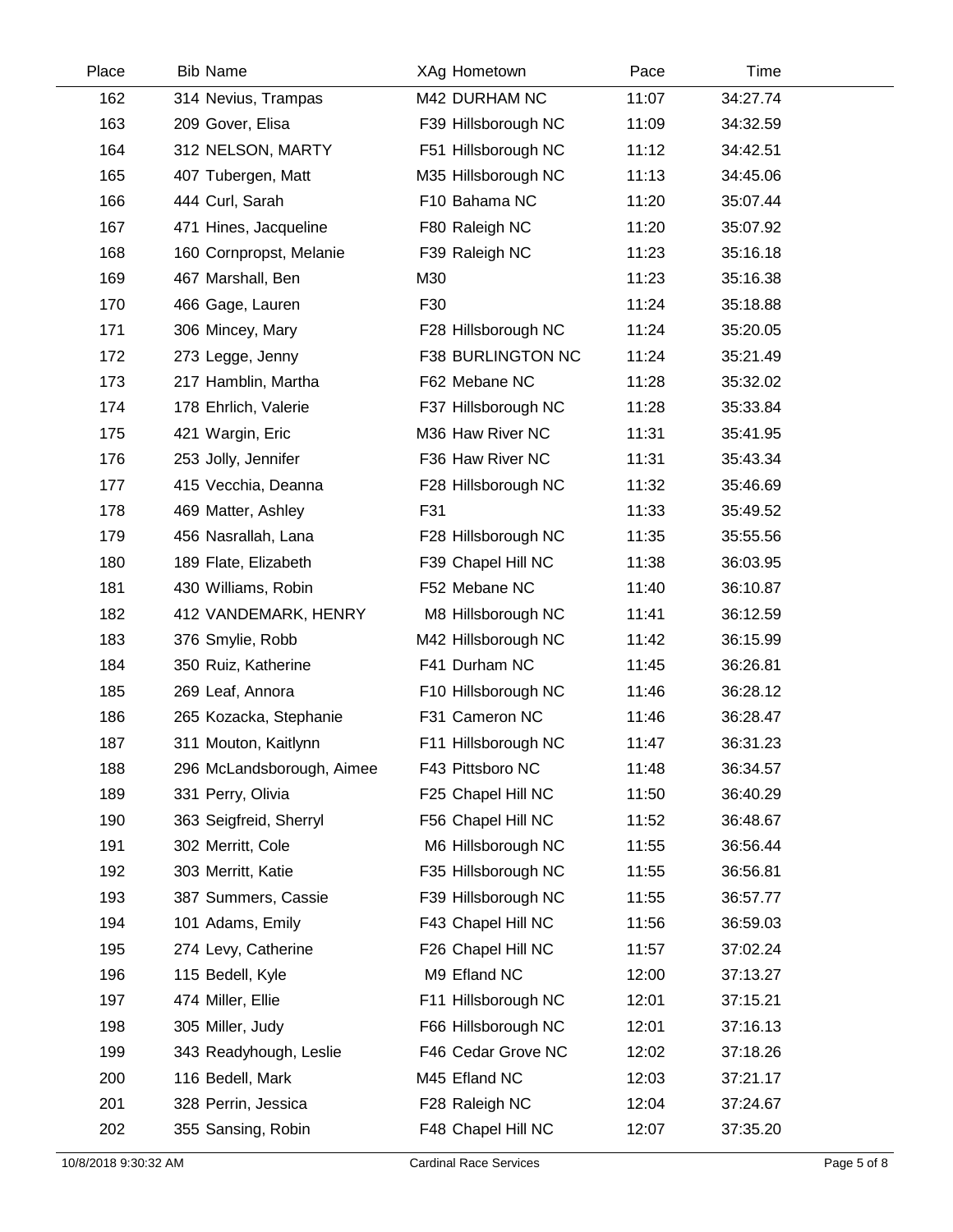| Place | Bib | Name | XAg | Hometown | Pace | Time |
|---|---|---|---|---|---|---|
| 162 | 314 | Nevius, Trampas | M42 | DURHAM NC | 11:07 | 34:27.74 |
| 163 | 209 | Gover, Elisa | F39 | Hillsborough NC | 11:09 | 34:32.59 |
| 164 | 312 | NELSON, MARTY | F51 | Hillsborough NC | 11:12 | 34:42.51 |
| 165 | 407 | Tubergen, Matt | M35 | Hillsborough NC | 11:13 | 34:45.06 |
| 166 | 444 | Curl, Sarah | F10 | Bahama NC | 11:20 | 35:07.44 |
| 167 | 471 | Hines, Jacqueline | F80 | Raleigh NC | 11:20 | 35:07.92 |
| 168 | 160 | Cornpropst, Melanie | F39 | Raleigh NC | 11:23 | 35:16.18 |
| 169 | 467 | Marshall, Ben | M30 | | 11:23 | 35:16.38 |
| 170 | 466 | Gage, Lauren | F30 | | 11:24 | 35:18.88 |
| 171 | 306 | Mincey, Mary | F28 | Hillsborough NC | 11:24 | 35:20.05 |
| 172 | 273 | Legge, Jenny | F38 | BURLINGTON NC | 11:24 | 35:21.49 |
| 173 | 217 | Hamblin, Martha | F62 | Mebane NC | 11:28 | 35:32.02 |
| 174 | 178 | Ehrlich, Valerie | F37 | Hillsborough NC | 11:28 | 35:33.84 |
| 175 | 421 | Wargin, Eric | M36 | Haw River NC | 11:31 | 35:41.95 |
| 176 | 253 | Jolly, Jennifer | F36 | Haw River NC | 11:31 | 35:43.34 |
| 177 | 415 | Vecchia, Deanna | F28 | Hillsborough NC | 11:32 | 35:46.69 |
| 178 | 469 | Matter, Ashley | F31 | | 11:33 | 35:49.52 |
| 179 | 456 | Nasrallah, Lana | F28 | Hillsborough NC | 11:35 | 35:55.56 |
| 180 | 189 | Flate, Elizabeth | F39 | Chapel Hill NC | 11:38 | 36:03.95 |
| 181 | 430 | Williams, Robin | F52 | Mebane NC | 11:40 | 36:10.87 |
| 182 | 412 | VANDEMARK, HENRY | M8 | Hillsborough NC | 11:41 | 36:12.59 |
| 183 | 376 | Smylie, Robb | M42 | Hillsborough NC | 11:42 | 36:15.99 |
| 184 | 350 | Ruiz, Katherine | F41 | Durham NC | 11:45 | 36:26.81 |
| 185 | 269 | Leaf, Annora | F10 | Hillsborough NC | 11:46 | 36:28.12 |
| 186 | 265 | Kozacka, Stephanie | F31 | Cameron NC | 11:46 | 36:28.47 |
| 187 | 311 | Mouton, Kaitlynn | F11 | Hillsborough NC | 11:47 | 36:31.23 |
| 188 | 296 | McLandsborough, Aimee | F43 | Pittsboro NC | 11:48 | 36:34.57 |
| 189 | 331 | Perry, Olivia | F25 | Chapel Hill NC | 11:50 | 36:40.29 |
| 190 | 363 | Seigfreid, Sherryl | F56 | Chapel Hill NC | 11:52 | 36:48.67 |
| 191 | 302 | Merritt, Cole | M6 | Hillsborough NC | 11:55 | 36:56.44 |
| 192 | 303 | Merritt, Katie | F35 | Hillsborough NC | 11:55 | 36:56.81 |
| 193 | 387 | Summers, Cassie | F39 | Hillsborough NC | 11:55 | 36:57.77 |
| 194 | 101 | Adams, Emily | F43 | Chapel Hill NC | 11:56 | 36:59.03 |
| 195 | 274 | Levy, Catherine | F26 | Chapel Hill NC | 11:57 | 37:02.24 |
| 196 | 115 | Bedell, Kyle | M9 | Efland NC | 12:00 | 37:13.27 |
| 197 | 474 | Miller, Ellie | F11 | Hillsborough NC | 12:01 | 37:15.21 |
| 198 | 305 | Miller, Judy | F66 | Hillsborough NC | 12:01 | 37:16.13 |
| 199 | 343 | Readyhough, Leslie | F46 | Cedar Grove NC | 12:02 | 37:18.26 |
| 200 | 116 | Bedell, Mark | M45 | Efland NC | 12:03 | 37:21.17 |
| 201 | 328 | Perrin, Jessica | F28 | Raleigh NC | 12:04 | 37:24.67 |
| 202 | 355 | Sansing, Robin | F48 | Chapel Hill NC | 12:07 | 37:35.20 |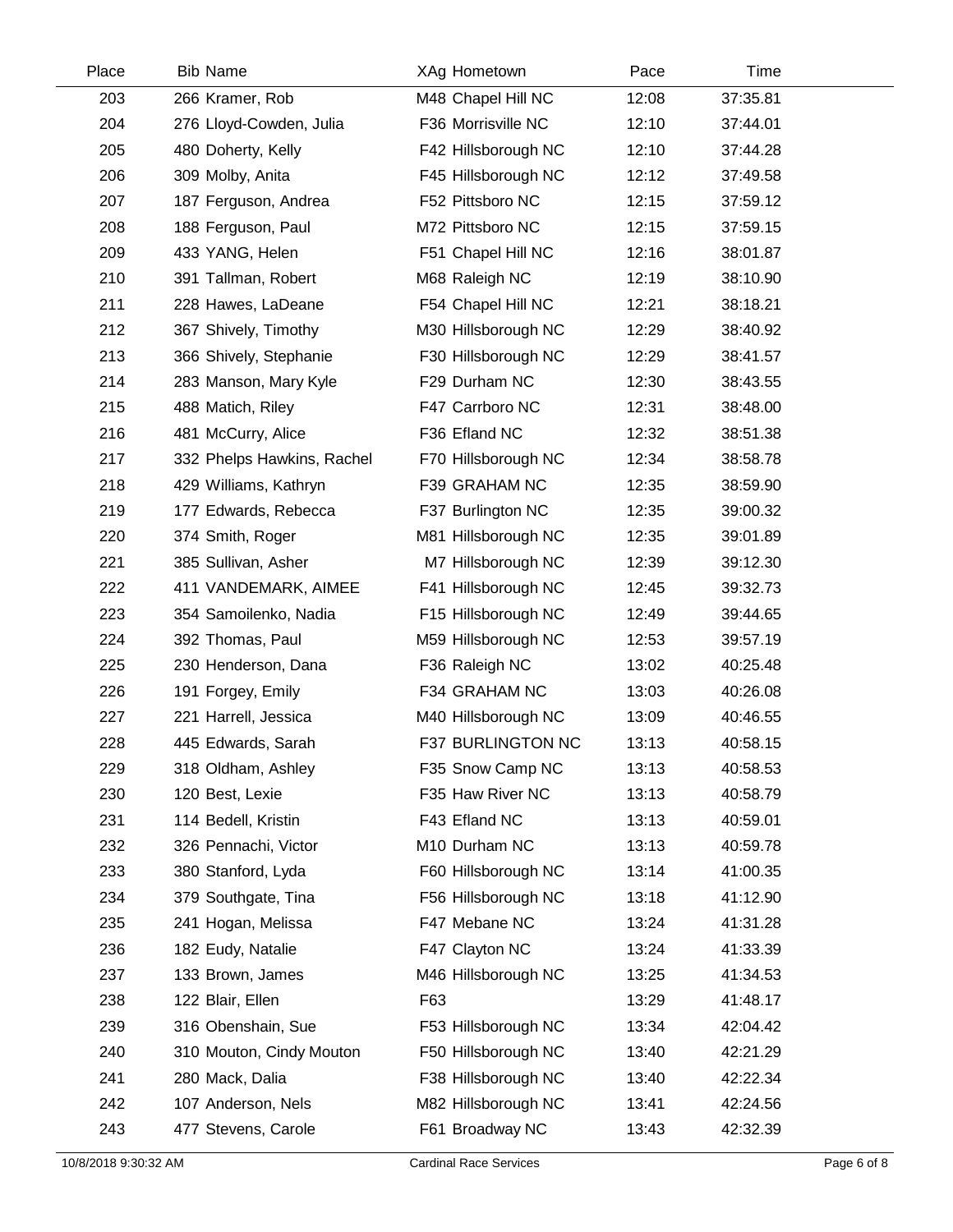| Place | Bib | Name | XAg | Hometown | Pace | Time |
|---|---|---|---|---|---|---|
| 203 | 266 | Kramer, Rob | M48 | Chapel Hill NC | 12:08 | 37:35.81 |
| 204 | 276 | Lloyd-Cowden, Julia | F36 | Morrisville NC | 12:10 | 37:44.01 |
| 205 | 480 | Doherty, Kelly | F42 | Hillsborough NC | 12:10 | 37:44.28 |
| 206 | 309 | Molby, Anita | F45 | Hillsborough NC | 12:12 | 37:49.58 |
| 207 | 187 | Ferguson, Andrea | F52 | Pittsboro NC | 12:15 | 37:59.12 |
| 208 | 188 | Ferguson, Paul | M72 | Pittsboro NC | 12:15 | 37:59.15 |
| 209 | 433 | YANG, Helen | F51 | Chapel Hill NC | 12:16 | 38:01.87 |
| 210 | 391 | Tallman, Robert | M68 | Raleigh NC | 12:19 | 38:10.90 |
| 211 | 228 | Hawes, LaDeane | F54 | Chapel Hill NC | 12:21 | 38:18.21 |
| 212 | 367 | Shively, Timothy | M30 | Hillsborough NC | 12:29 | 38:40.92 |
| 213 | 366 | Shively, Stephanie | F30 | Hillsborough NC | 12:29 | 38:41.57 |
| 214 | 283 | Manson, Mary Kyle | F29 | Durham NC | 12:30 | 38:43.55 |
| 215 | 488 | Matich, Riley | F47 | Carrboro NC | 12:31 | 38:48.00 |
| 216 | 481 | McCurry, Alice | F36 | Efland NC | 12:32 | 38:51.38 |
| 217 | 332 | Phelps Hawkins, Rachel | F70 | Hillsborough NC | 12:34 | 38:58.78 |
| 218 | 429 | Williams, Kathryn | F39 | GRAHAM NC | 12:35 | 38:59.90 |
| 219 | 177 | Edwards, Rebecca | F37 | Burlington NC | 12:35 | 39:00.32 |
| 220 | 374 | Smith, Roger | M81 | Hillsborough NC | 12:35 | 39:01.89 |
| 221 | 385 | Sullivan, Asher | M7 | Hillsborough NC | 12:39 | 39:12.30 |
| 222 | 411 | VANDEMARK, AIMEE | F41 | Hillsborough NC | 12:45 | 39:32.73 |
| 223 | 354 | Samoilenko, Nadia | F15 | Hillsborough NC | 12:49 | 39:44.65 |
| 224 | 392 | Thomas, Paul | M59 | Hillsborough NC | 12:53 | 39:57.19 |
| 225 | 230 | Henderson, Dana | F36 | Raleigh NC | 13:02 | 40:25.48 |
| 226 | 191 | Forgey, Emily | F34 | GRAHAM NC | 13:03 | 40:26.08 |
| 227 | 221 | Harrell, Jessica | M40 | Hillsborough NC | 13:09 | 40:46.55 |
| 228 | 445 | Edwards, Sarah | F37 | BURLINGTON NC | 13:13 | 40:58.15 |
| 229 | 318 | Oldham, Ashley | F35 | Snow Camp NC | 13:13 | 40:58.53 |
| 230 | 120 | Best, Lexie | F35 | Haw River NC | 13:13 | 40:58.79 |
| 231 | 114 | Bedell, Kristin | F43 | Efland NC | 13:13 | 40:59.01 |
| 232 | 326 | Pennachi, Victor | M10 | Durham NC | 13:13 | 40:59.78 |
| 233 | 380 | Stanford, Lyda | F60 | Hillsborough NC | 13:14 | 41:00.35 |
| 234 | 379 | Southgate, Tina | F56 | Hillsborough NC | 13:18 | 41:12.90 |
| 235 | 241 | Hogan, Melissa | F47 | Mebane NC | 13:24 | 41:31.28 |
| 236 | 182 | Eudy, Natalie | F47 | Clayton NC | 13:24 | 41:33.39 |
| 237 | 133 | Brown, James | M46 | Hillsborough NC | 13:25 | 41:34.53 |
| 238 | 122 | Blair, Ellen | F63 | | 13:29 | 41:48.17 |
| 239 | 316 | Obenshain, Sue | F53 | Hillsborough NC | 13:34 | 42:04.42 |
| 240 | 310 | Mouton, Cindy Mouton | F50 | Hillsborough NC | 13:40 | 42:21.29 |
| 241 | 280 | Mack, Dalia | F38 | Hillsborough NC | 13:40 | 42:22.34 |
| 242 | 107 | Anderson, Nels | M82 | Hillsborough NC | 13:41 | 42:24.56 |
| 243 | 477 | Stevens, Carole | F61 | Broadway NC | 13:43 | 42:32.39 |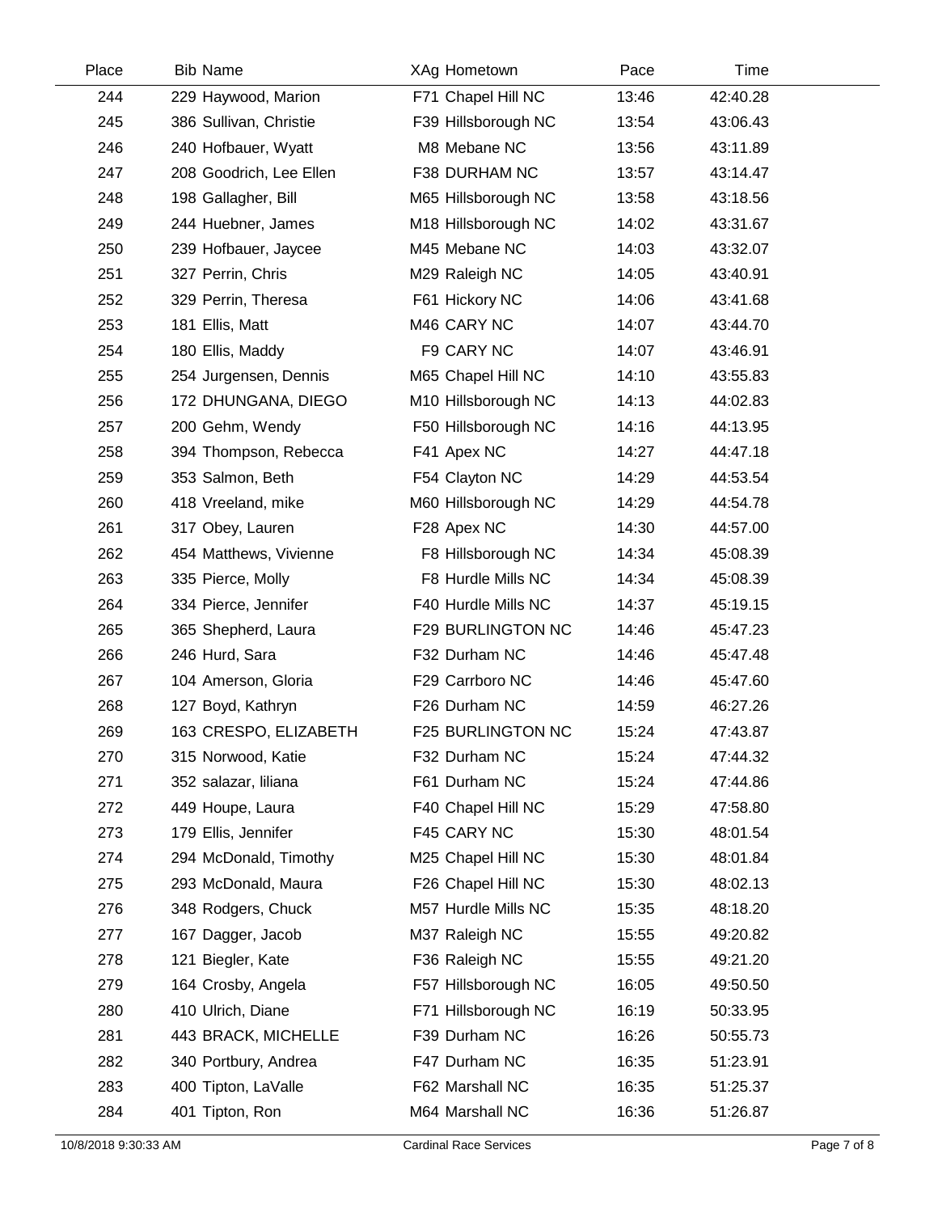| Place | Bib | Name | XAg | Hometown | Pace | Time |
|---|---|---|---|---|---|---|
| 244 | 229 | Haywood, Marion | F71 | Chapel Hill NC | 13:46 | 42:40.28 |
| 245 | 386 | Sullivan, Christie | F39 | Hillsborough NC | 13:54 | 43:06.43 |
| 246 | 240 | Hofbauer, Wyatt | M8 | Mebane NC | 13:56 | 43:11.89 |
| 247 | 208 | Goodrich, Lee Ellen | F38 | DURHAM NC | 13:57 | 43:14.47 |
| 248 | 198 | Gallagher, Bill | M65 | Hillsborough NC | 13:58 | 43:18.56 |
| 249 | 244 | Huebner, James | M18 | Hillsborough NC | 14:02 | 43:31.67 |
| 250 | 239 | Hofbauer, Jaycee | M45 | Mebane NC | 14:03 | 43:32.07 |
| 251 | 327 | Perrin, Chris | M29 | Raleigh NC | 14:05 | 43:40.91 |
| 252 | 329 | Perrin, Theresa | F61 | Hickory NC | 14:06 | 43:41.68 |
| 253 | 181 | Ellis, Matt | M46 | CARY NC | 14:07 | 43:44.70 |
| 254 | 180 | Ellis, Maddy | F9 | CARY NC | 14:07 | 43:46.91 |
| 255 | 254 | Jurgensen, Dennis | M65 | Chapel Hill NC | 14:10 | 43:55.83 |
| 256 | 172 | DHUNGANA, DIEGO | M10 | Hillsborough NC | 14:13 | 44:02.83 |
| 257 | 200 | Gehm, Wendy | F50 | Hillsborough NC | 14:16 | 44:13.95 |
| 258 | 394 | Thompson, Rebecca | F41 | Apex NC | 14:27 | 44:47.18 |
| 259 | 353 | Salmon, Beth | F54 | Clayton NC | 14:29 | 44:53.54 |
| 260 | 418 | Vreeland, mike | M60 | Hillsborough NC | 14:29 | 44:54.78 |
| 261 | 317 | Obey, Lauren | F28 | Apex NC | 14:30 | 44:57.00 |
| 262 | 454 | Matthews, Vivienne | F8 | Hillsborough NC | 14:34 | 45:08.39 |
| 263 | 335 | Pierce, Molly | F8 | Hurdle Mills NC | 14:34 | 45:08.39 |
| 264 | 334 | Pierce, Jennifer | F40 | Hurdle Mills NC | 14:37 | 45:19.15 |
| 265 | 365 | Shepherd, Laura | F29 | BURLINGTON NC | 14:46 | 45:47.23 |
| 266 | 246 | Hurd, Sara | F32 | Durham NC | 14:46 | 45:47.48 |
| 267 | 104 | Amerson, Gloria | F29 | Carrboro NC | 14:46 | 45:47.60 |
| 268 | 127 | Boyd, Kathryn | F26 | Durham NC | 14:59 | 46:27.26 |
| 269 | 163 | CRESPO, ELIZABETH | F25 | BURLINGTON NC | 15:24 | 47:43.87 |
| 270 | 315 | Norwood, Katie | F32 | Durham NC | 15:24 | 47:44.32 |
| 271 | 352 | salazar, liliana | F61 | Durham NC | 15:24 | 47:44.86 |
| 272 | 449 | Houpe, Laura | F40 | Chapel Hill NC | 15:29 | 47:58.80 |
| 273 | 179 | Ellis, Jennifer | F45 | CARY NC | 15:30 | 48:01.54 |
| 274 | 294 | McDonald, Timothy | M25 | Chapel Hill NC | 15:30 | 48:01.84 |
| 275 | 293 | McDonald, Maura | F26 | Chapel Hill NC | 15:30 | 48:02.13 |
| 276 | 348 | Rodgers, Chuck | M57 | Hurdle Mills NC | 15:35 | 48:18.20 |
| 277 | 167 | Dagger, Jacob | M37 | Raleigh NC | 15:55 | 49:20.82 |
| 278 | 121 | Biegler, Kate | F36 | Raleigh NC | 15:55 | 49:21.20 |
| 279 | 164 | Crosby, Angela | F57 | Hillsborough NC | 16:05 | 49:50.50 |
| 280 | 410 | Ulrich, Diane | F71 | Hillsborough NC | 16:19 | 50:33.95 |
| 281 | 443 | BRACK, MICHELLE | F39 | Durham NC | 16:26 | 50:55.73 |
| 282 | 340 | Portbury, Andrea | F47 | Durham NC | 16:35 | 51:23.91 |
| 283 | 400 | Tipton, LaValle | F62 | Marshall NC | 16:35 | 51:25.37 |
| 284 | 401 | Tipton, Ron | M64 | Marshall NC | 16:36 | 51:26.87 |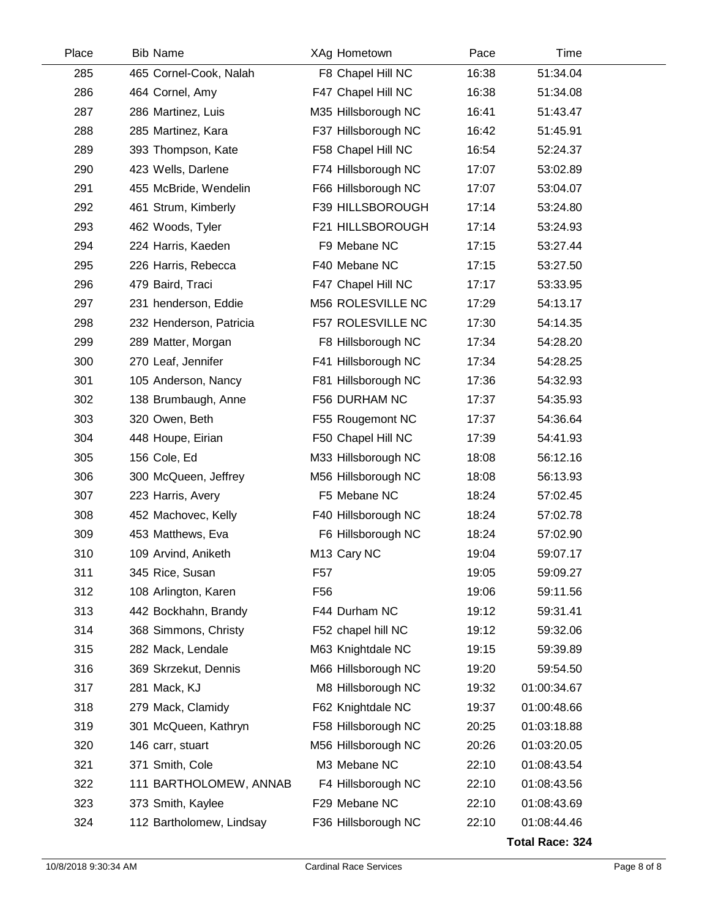| Place | Bib | Name | XAg | Hometown | Pace | Time |
|---|---|---|---|---|---|---|
| 285 | 465 | Cornel-Cook, Nalah | F8 | Chapel Hill NC | 16:38 | 51:34.04 |
| 286 | 464 | Cornel, Amy | F47 | Chapel Hill NC | 16:38 | 51:34.08 |
| 287 | 286 | Martinez, Luis | M35 | Hillsborough NC | 16:41 | 51:43.47 |
| 288 | 285 | Martinez, Kara | F37 | Hillsborough NC | 16:42 | 51:45.91 |
| 289 | 393 | Thompson, Kate | F58 | Chapel Hill NC | 16:54 | 52:24.37 |
| 290 | 423 | Wells, Darlene | F74 | Hillsborough NC | 17:07 | 53:02.89 |
| 291 | 455 | McBride, Wendelin | F66 | Hillsborough NC | 17:07 | 53:04.07 |
| 292 | 461 | Strum, Kimberly | F39 | HILLSBOROUGH | 17:14 | 53:24.80 |
| 293 | 462 | Woods, Tyler | F21 | HILLSBOROUGH | 17:14 | 53:24.93 |
| 294 | 224 | Harris, Kaeden | F9 | Mebane NC | 17:15 | 53:27.44 |
| 295 | 226 | Harris, Rebecca | F40 | Mebane NC | 17:15 | 53:27.50 |
| 296 | 479 | Baird, Traci | F47 | Chapel Hill NC | 17:17 | 53:33.95 |
| 297 | 231 | henderson, Eddie | M56 | ROLESVILLE NC | 17:29 | 54:13.17 |
| 298 | 232 | Henderson, Patricia | F57 | ROLESVILLE NC | 17:30 | 54:14.35 |
| 299 | 289 | Matter, Morgan | F8 | Hillsborough NC | 17:34 | 54:28.20 |
| 300 | 270 | Leaf, Jennifer | F41 | Hillsborough NC | 17:34 | 54:28.25 |
| 301 | 105 | Anderson, Nancy | F81 | Hillsborough NC | 17:36 | 54:32.93 |
| 302 | 138 | Brumbaugh, Anne | F56 | DURHAM NC | 17:37 | 54:35.93 |
| 303 | 320 | Owen, Beth | F55 | Rougemont NC | 17:37 | 54:36.64 |
| 304 | 448 | Houpe, Eirian | F50 | Chapel Hill NC | 17:39 | 54:41.93 |
| 305 | 156 | Cole, Ed | M33 | Hillsborough NC | 18:08 | 56:12.16 |
| 306 | 300 | McQueen, Jeffrey | M56 | Hillsborough NC | 18:08 | 56:13.93 |
| 307 | 223 | Harris, Avery | F5 | Mebane NC | 18:24 | 57:02.45 |
| 308 | 452 | Machovec, Kelly | F40 | Hillsborough NC | 18:24 | 57:02.78 |
| 309 | 453 | Matthews, Eva | F6 | Hillsborough NC | 18:24 | 57:02.90 |
| 310 | 109 | Arvind, Aniketh | M13 | Cary NC | 19:04 | 59:07.17 |
| 311 | 345 | Rice, Susan | F57 | | 19:05 | 59:09.27 |
| 312 | 108 | Arlington, Karen | F56 | | 19:06 | 59:11.56 |
| 313 | 442 | Bockhahn, Brandy | F44 | Durham NC | 19:12 | 59:31.41 |
| 314 | 368 | Simmons, Christy | F52 | chapel hill NC | 19:12 | 59:32.06 |
| 315 | 282 | Mack, Lendale | M63 | Knightdale NC | 19:15 | 59:39.89 |
| 316 | 369 | Skrzekut, Dennis | M66 | Hillsborough NC | 19:20 | 59:54.50 |
| 317 | 281 | Mack, KJ | M8 | Hillsborough NC | 19:32 | 01:00:34.67 |
| 318 | 279 | Mack, Clamidy | F62 | Knightdale NC | 19:37 | 01:00:48.66 |
| 319 | 301 | McQueen, Kathryn | F58 | Hillsborough NC | 20:25 | 01:03:18.88 |
| 320 | 146 | carr, stuart | M56 | Hillsborough NC | 20:26 | 01:03:20.05 |
| 321 | 371 | Smith, Cole | M3 | Mebane NC | 22:10 | 01:08:43.54 |
| 322 | 111 | BARTHOLOMEW, ANNAB | F4 | Hillsborough NC | 22:10 | 01:08:43.56 |
| 323 | 373 | Smith, Kaylee | F29 | Mebane NC | 22:10 | 01:08:43.69 |
| 324 | 112 | Bartholomew, Lindsay | F36 | Hillsborough NC | 22:10 | 01:08:44.46 |

**Total Race: 324**

10/8/2018 9:30:34 AM    Cardinal Race Services